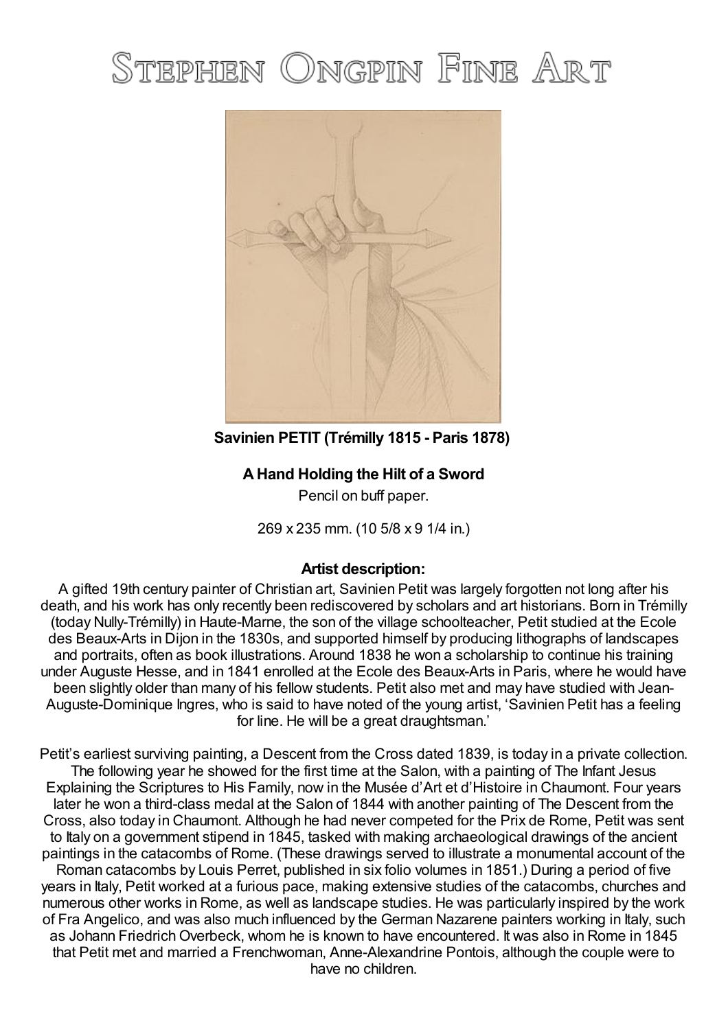# Stephen Ongpin Fine Art

**Savinien PETIT (Trémilly 1815 - Paris 1878)**

**A Hand Holding the Hilt of a Sword**

Pencil on buff paper.

269 x 235 mm. (10 5/8 x 9 1/4 in.)

**Artist description:**

A gifted 19th century painter of Christian art, Savinien Petit was largely forgotten not long after his death, and his work has only recently been rediscovered by scholars and art historians. Born in Trémilly (today Nully-Trémilly) in Haute-Marne, the son of the village schoolteacher, Petit studied at the Ecole des Beaux-Arts in Dijon in the 1830s, and supported himself by producing lithographs of landscapes and portraits, often as book illustrations. Around 1838 he won a scholarship to continue his training under Auguste Hesse, and in 1841 enrolled at the Ecole des Beaux-Arts in Paris, where he would have been slightly older than many of his fellow students. Petit also met and may have studied with Jean-Auguste-Dominique Ingres, who is said to have noted of the young artist, 'Savinien Petit has a feeling for line. He will be a great draughtsman.'

Petit's earliest surviving painting, a Descent from the Cross dated 1839, is today in a private collection. The following year he showed for the first time at the Salon, with a painting of The Infant Jesus Explaining the Scriptures to His Family, now in the Musée d'Art et d'Histoire in Chaumont. Four years later he won a third-class medal at the Salon of 1844 with another painting of The Descent from the Cross, also today in Chaumont. Although he had never competed for the Prix de Rome, Petit was sent to Italy on a government stipend in 1845, tasked with making archaeological drawings of the ancient paintings in the catacombs of Rome. (These drawings served to illustrate a monumental account of the Roman catacombs by Louis Perret, published in six folio volumes in 1851.) During a period of five years in Italy, Petit worked at a furious pace, making extensive studies of the catacombs, churches and numerous other works in Rome, as well as landscape studies. He was particularly inspired by the work of Fra Angelico, and was also much influenced by the German Nazarene painters working in Italy, such as Johann Friedrich Overbeck, whom he is known to have encountered. It was also in Rome in 1845 that Petit met and married a Frenchwoman, Anne-Alexandrine Pontois, although the couple were to have no children.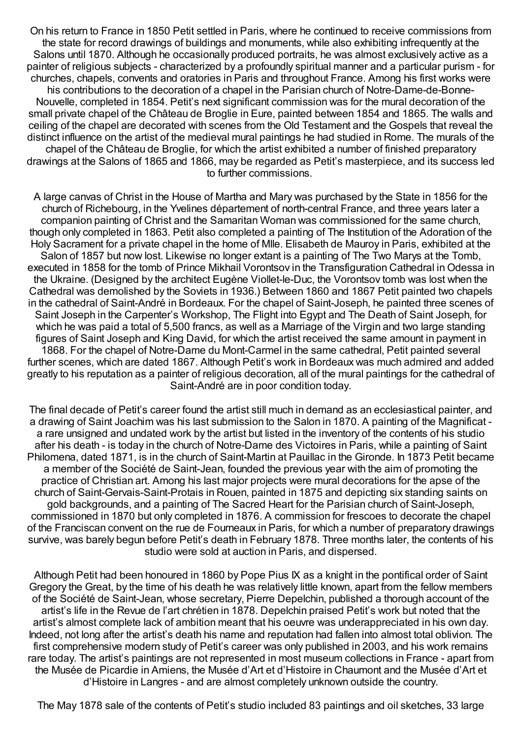On his return to France in 1850 Petit settled in Paris, where he continued to receive commissions from the state for record drawings of buildings and monuments, while also exhibiting infrequently at the Salons until 1870. Although he occasionally produced portraits, he was almost exclusively active as a painter of religious subjects - characterized by a profoundly spiritual manner and a particular purism - for churches, chapels, convents and oratories in Paris and throughout France. Among his first works were his contributions to the decoration of a chapel in the Parisian church of Notre-Dame-de-Bonne-Nouvelle, completed in 1854. Petit's next significant commission was for the mural decoration of the small private chapel of the Château de Broglie in Eure, painted between 1854 and 1865. The walls and ceiling of the chapel are decorated with scenes from the Old Testament and the Gospels that reveal the distinct influence on the artist of the medieval mural paintings he had studied in Rome. The murals of the chapel of the Château de Broglie, for which the artist exhibited a number of finished preparatory drawings at the Salons of 1865 and 1866, may be regarded as Petit's masterpiece, and its success led to further commissions.

A large canvas of Christ in the House of Martha and Mary was purchased by the State in 1856 for the church of Richebourg, in the Yvelines département of north-central France, and three years later a companion painting of Christ and the Samaritan Woman was commissioned for the same church, though only completed in 1863. Petit also completed a painting of The Institution of the Adoration of the Holy Sacrament for a private chapel in the home of Mlle. Elisabeth de Mauroy in Paris, exhibited at the Salon of 1857 but now lost. Likewise no longer extant is a painting of The Two Marys at the Tomb, executed in 1858 for the tomb of Prince Mikhail Vorontsov in the Transfiguration Cathedral in Odessa in the Ukraine. (Designed by the architect Eugène Viollet-le-Duc, the Vorontsov tomb was lost when the Cathedral was demolished by the Soviets in 1936.) Between 1860 and 1867 Petit painted two chapels in the cathedral of Saint-André in Bordeaux. For the chapel of Saint-Joseph, he painted three scenes of Saint Joseph in the Carpenter's Workshop, The Flight into Egypt and The Death of Saint Joseph, for which he was paid a total of 5,500 francs, as well as a Marriage of the Virgin and two large standing figures of Saint Joseph and King David, for which the artist received the same amount in payment in 1868. For the chapel of Notre-Dame du Mont-Carmel in the same cathedral, Petit painted several further scenes, which are dated 1867. Although Petit's work in Bordeaux was much admired and added greatly to his reputation as a painter of religious decoration, all of the mural paintings for the cathedral of Saint-André are in poor condition today.

The final decade of Petit's career found the artist still much in demand as an ecclesiastical painter, and a drawing of Saint Joachim was his last submission to the Salon in 1870. A painting of the Magnificat - a rare unsigned and undated work by the artist but listed in the inventory of the contents of his studio after his death - is today in the church of Notre-Dame des Victoires in Paris, while a painting of Saint Philomena, dated 1871, is in the church of Saint-Martin at Pauillac in the Gironde. In 1873 Petit became a member of the Société de Saint-Jean, founded the previous year with the aim of promoting the practice of Christian art. Among his last major projects were mural decorations for the apse of the church of Saint-Gervais-Saint-Protais in Rouen, painted in 1875 and depicting six standing saints on gold backgrounds, and a painting of The Sacred Heart for the Parisian church of Saint-Joseph, commissioned in 1870 but only completed in 1876. A commission for frescoes to decorate the chapel of the Franciscan convent on the rue de Fourneaux in Paris, for which a number of preparatory drawings survive, was barely begun before Petit's death in February 1878. Three months later, the contents of his studio were sold at auction in Paris, and dispersed.

Although Petit had been honoured in 1860 by Pope Pius IX as a knight in the pontifical order of Saint Gregory the Great, by the time of his death he was relatively little known, apart from the fellow members of the Société de Saint-Jean, whose secretary, Pierre Depelchin, published a thorough account of the artist's life in the Revue de l'art chrétien in 1878. Depelchin praised Petit's work but noted that the artist's almost complete lack of ambition meant that his oeuvre was underappreciated in his own day. Indeed, not long after the artist's death his name and reputation had fallen into almost total oblivion. The first comprehensive modern study of Petit's career was only published in 2003, and his work remains rare today. The artist's paintings are not represented in most museum collections in France - apart from the Musée de Picardie in Amiens, the Musée d'Art et d'Histoire in Chaumont and the Musée d'Art et d'Histoire in Langres - and are almost completely unknown outside the country.

The May 1878 sale of the contents of Petit's studio included 83 paintings and oil sketches, 33 large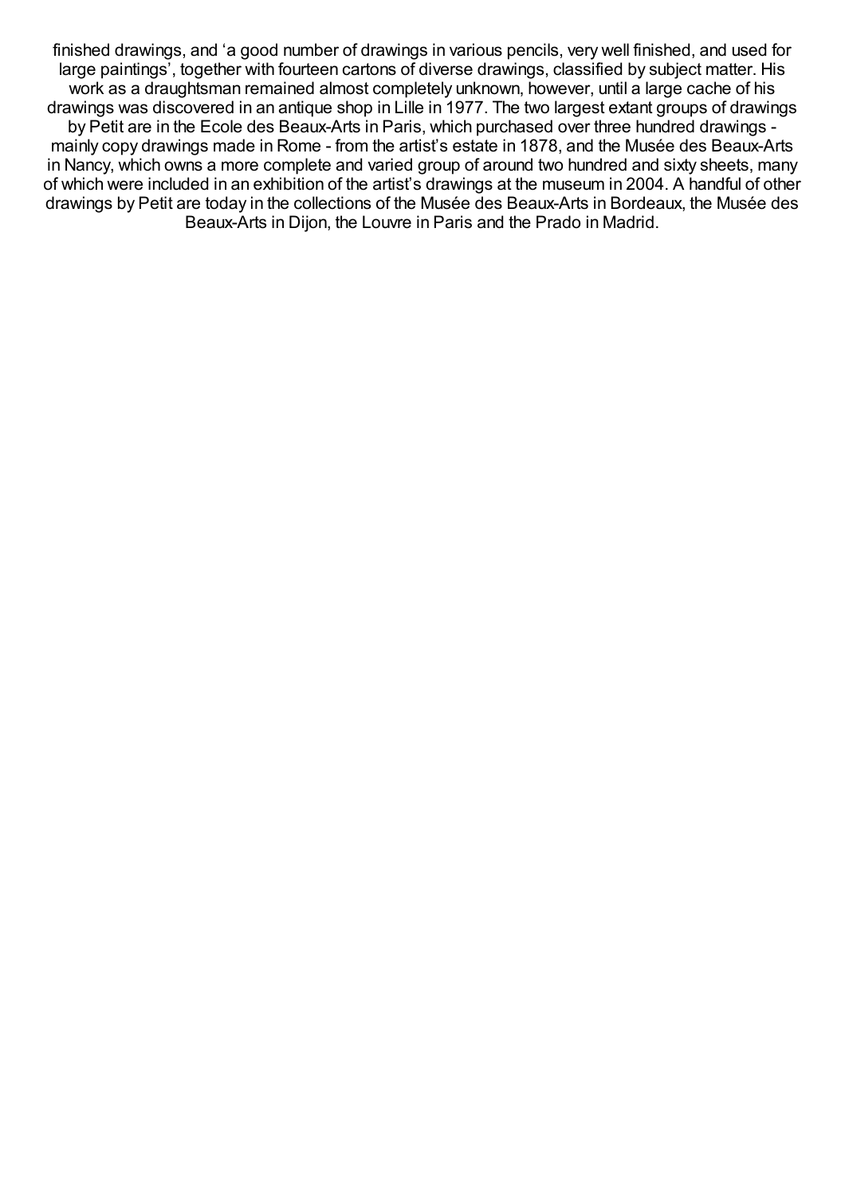finished drawings, and 'a good number of drawings in various pencils, very well finished, and used for large paintings', together with fourteen cartons of diverse drawings, classified by subject matter. His work as a draughtsman remained almost completely unknown, however, until a large cache of his drawings was discovered in an antique shop in Lille in 1977. The two largest extant groups of drawings by Petit are in the Ecole des Beaux-Arts in Paris, which purchased over three hundred drawings - mainly copy drawings made in Rome - from the artist's estate in 1878, and the Musée des Beaux-Arts in Nancy, which owns a more complete and varied group of around two hundred and sixty sheets, many of which were included in an exhibition of the artist's drawings at the museum in 2004. A handful of other drawings by Petit are today in the collections of the Musée des Beaux-Arts in Bordeaux, the Musée des Beaux-Arts in Dijon, the Louvre in Paris and the Prado in Madrid.